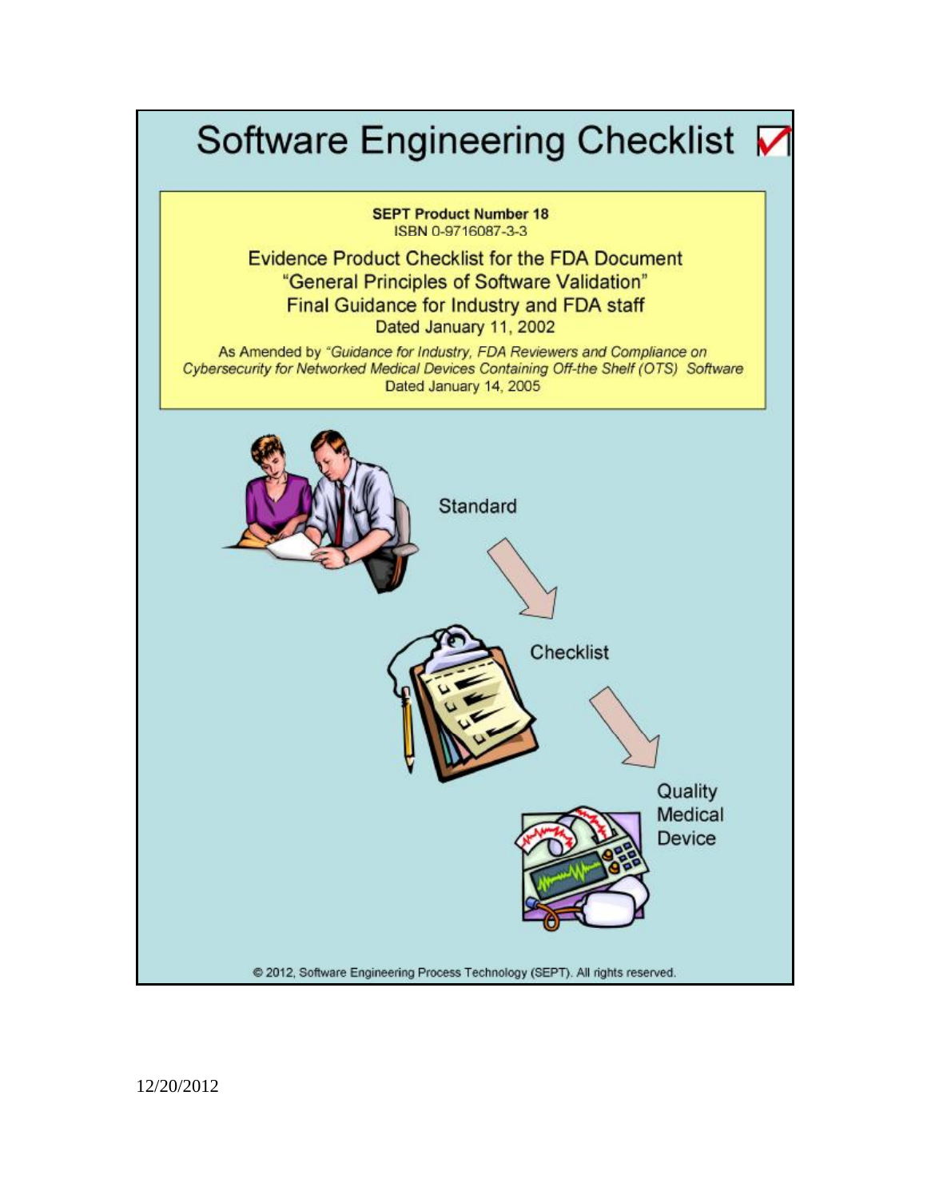# Software Engineering Checklist

**SEPT Product Number 18**
ISBN 0-9716087-3-3

Evidence Product Checklist for the FDA Document
"General Principles of Software Validation"
Final Guidance for Industry and FDA staff
Dated January 11, 2002

As Amended by *"Guidance for Industry, FDA Reviewers and Compliance on Cybersecurity for Networked Medical Devices Containing Off-the Shelf (OTS) Software*
Dated January 14, 2005

Standard

Checklist

Quality Medical Device

© 2012, Software Engineering Process Technology (SEPT). All rights reserved.

12/20/2012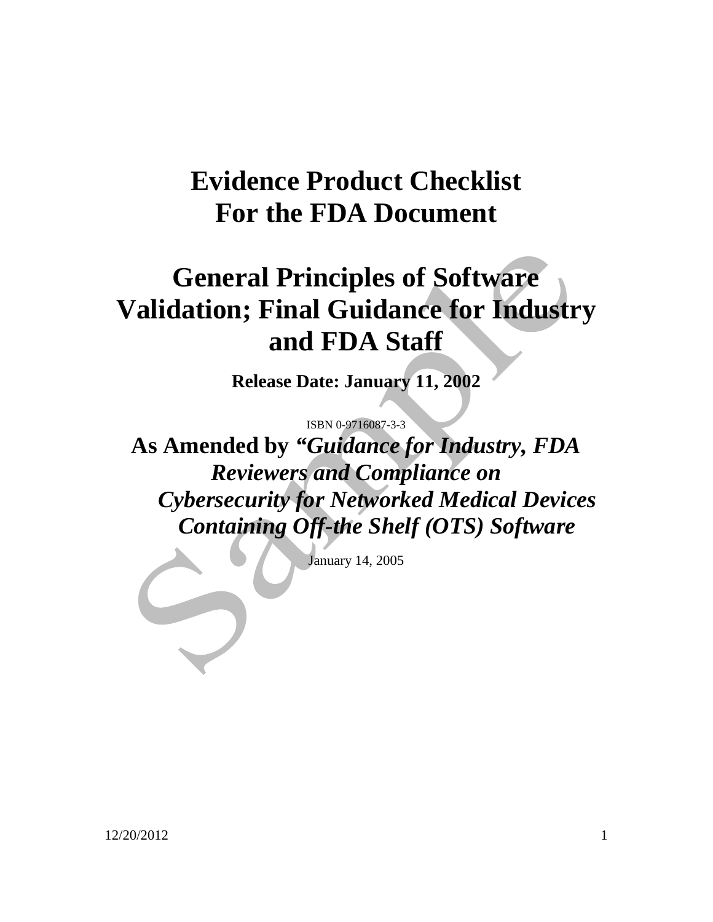# Evidence Product Checklist For the FDA Document

# General Principles of Software Validation; Final Guidance for Industry and FDA Staff

**Release Date: January 11, 2002**

ISBN 0-9716087-3-3

## As Amended by *"Guidance for Industry, FDA Reviewers and Compliance on Cybersecurity for Networked Medical Devices Containing Off-the Shelf (OTS) Software*

January 14, 2005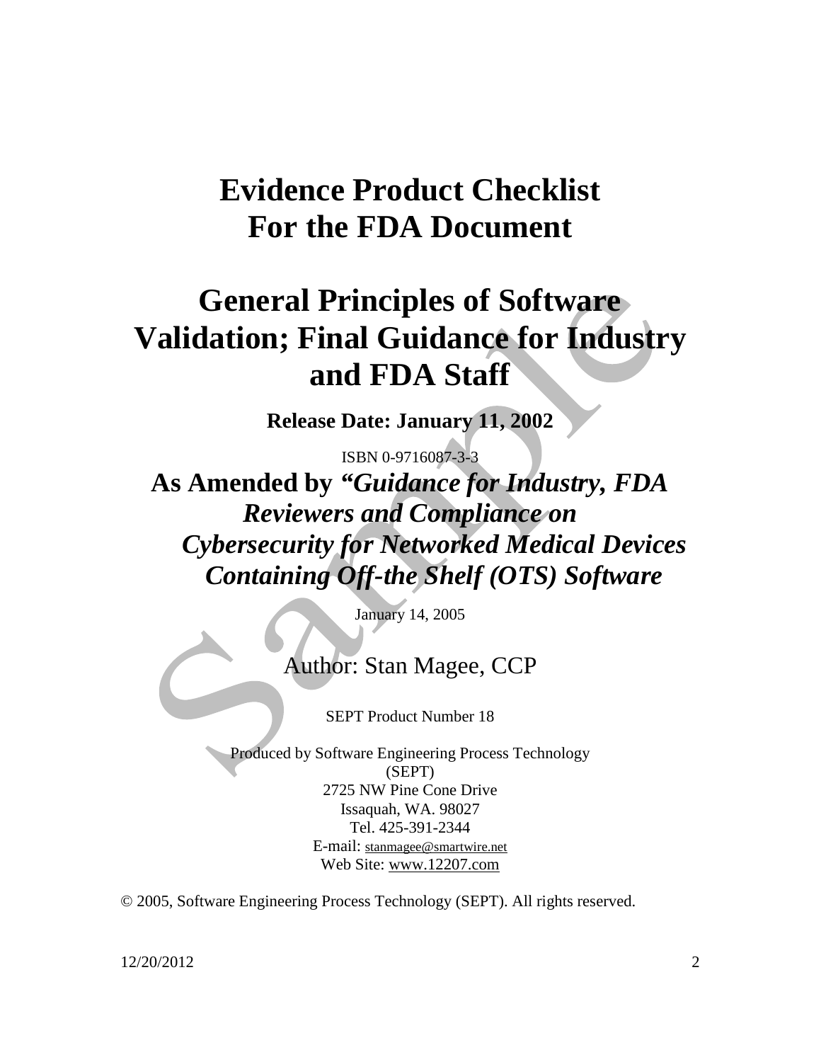# Evidence Product Checklist For the FDA Document

# General Principles of Software Validation; Final Guidance for Industry and FDA Staff

**Release Date: January 11, 2002**

ISBN 0-9716087-3-3

## As Amended by *"Guidance for Industry, FDA Reviewers and Compliance on Cybersecurity for Networked Medical Devices Containing Off-the Shelf (OTS) Software*

January 14, 2005

Author: Stan Magee, CCP

SEPT Product Number 18

Produced by Software Engineering Process Technology (SEPT)
2725 NW Pine Cone Drive
Issaquah, WA. 98027
Tel. 425-391-2344
E-mail: stanmagee@smartwire.net
Web Site: www.12207.com

© 2005, Software Engineering Process Technology (SEPT). All rights reserved.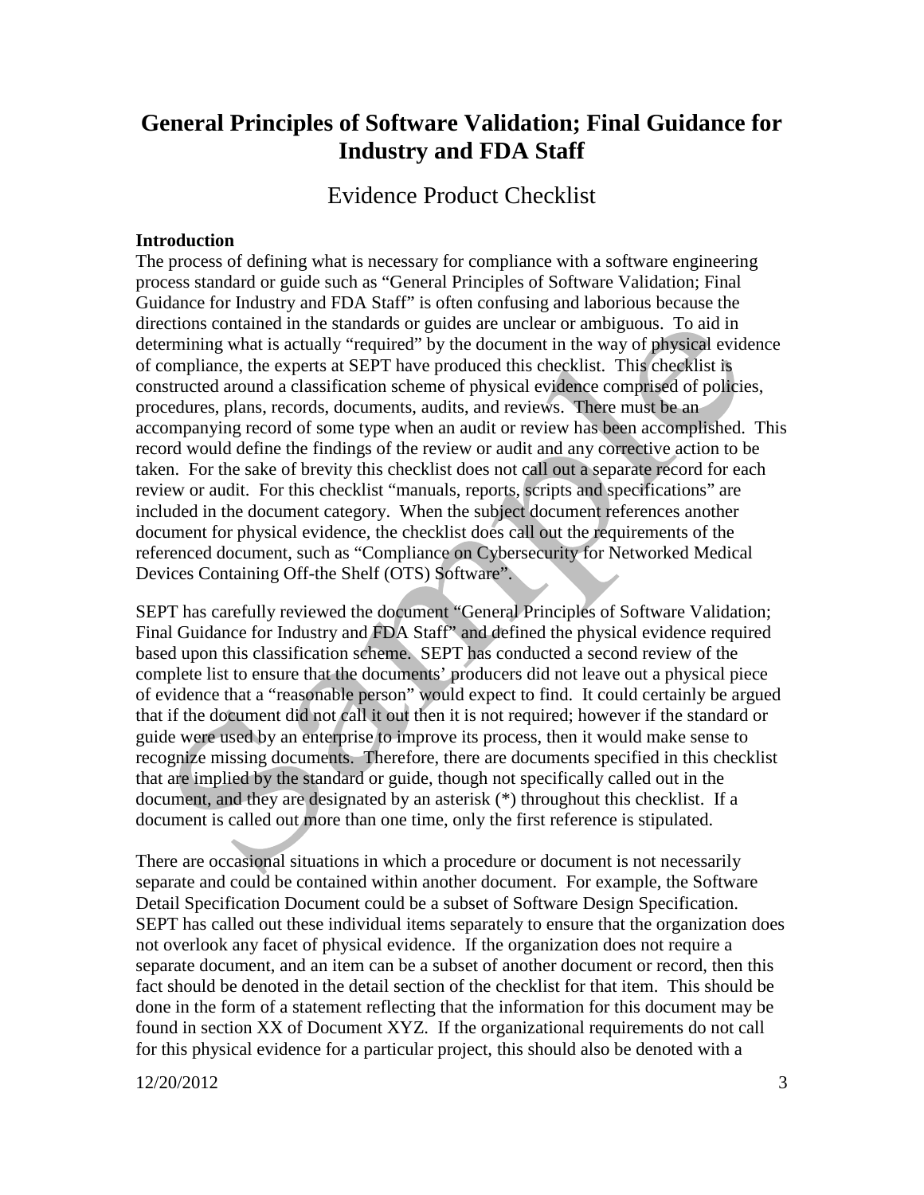# General Principles of Software Validation; Final Guidance for Industry and FDA Staff

## Evidence Product Checklist

### Introduction

The process of defining what is necessary for compliance with a software engineering process standard or guide such as "General Principles of Software Validation; Final Guidance for Industry and FDA Staff" is often confusing and laborious because the directions contained in the standards or guides are unclear or ambiguous. To aid in determining what is actually "required" by the document in the way of physical evidence of compliance, the experts at SEPT have produced this checklist. This checklist is constructed around a classification scheme of physical evidence comprised of policies, procedures, plans, records, documents, audits, and reviews. There must be an accompanying record of some type when an audit or review has been accomplished. This record would define the findings of the review or audit and any corrective action to be taken. For the sake of brevity this checklist does not call out a separate record for each review or audit. For this checklist "manuals, reports, scripts and specifications" are included in the document category. When the subject document references another document for physical evidence, the checklist does call out the requirements of the referenced document, such as "Compliance on Cybersecurity for Networked Medical Devices Containing Off-the Shelf (OTS) Software".

SEPT has carefully reviewed the document "General Principles of Software Validation; Final Guidance for Industry and FDA Staff" and defined the physical evidence required based upon this classification scheme. SEPT has conducted a second review of the complete list to ensure that the documents' producers did not leave out a physical piece of evidence that a "reasonable person" would expect to find. It could certainly be argued that if the document did not call it out then it is not required; however if the standard or guide were used by an enterprise to improve its process, then it would make sense to recognize missing documents. Therefore, there are documents specified in this checklist that are implied by the standard or guide, though not specifically called out in the document, and they are designated by an asterisk (*) throughout this checklist. If a document is called out more than one time, only the first reference is stipulated.

There are occasional situations in which a procedure or document is not necessarily separate and could be contained within another document. For example, the Software Detail Specification Document could be a subset of Software Design Specification. SEPT has called out these individual items separately to ensure that the organization does not overlook any facet of physical evidence. If the organization does not require a separate document, and an item can be a subset of another document or record, then this fact should be denoted in the detail section of the checklist for that item. This should be done in the form of a statement reflecting that the information for this document may be found in section XX of Document XYZ. If the organizational requirements do not call for this physical evidence for a particular project, this should also be denoted with a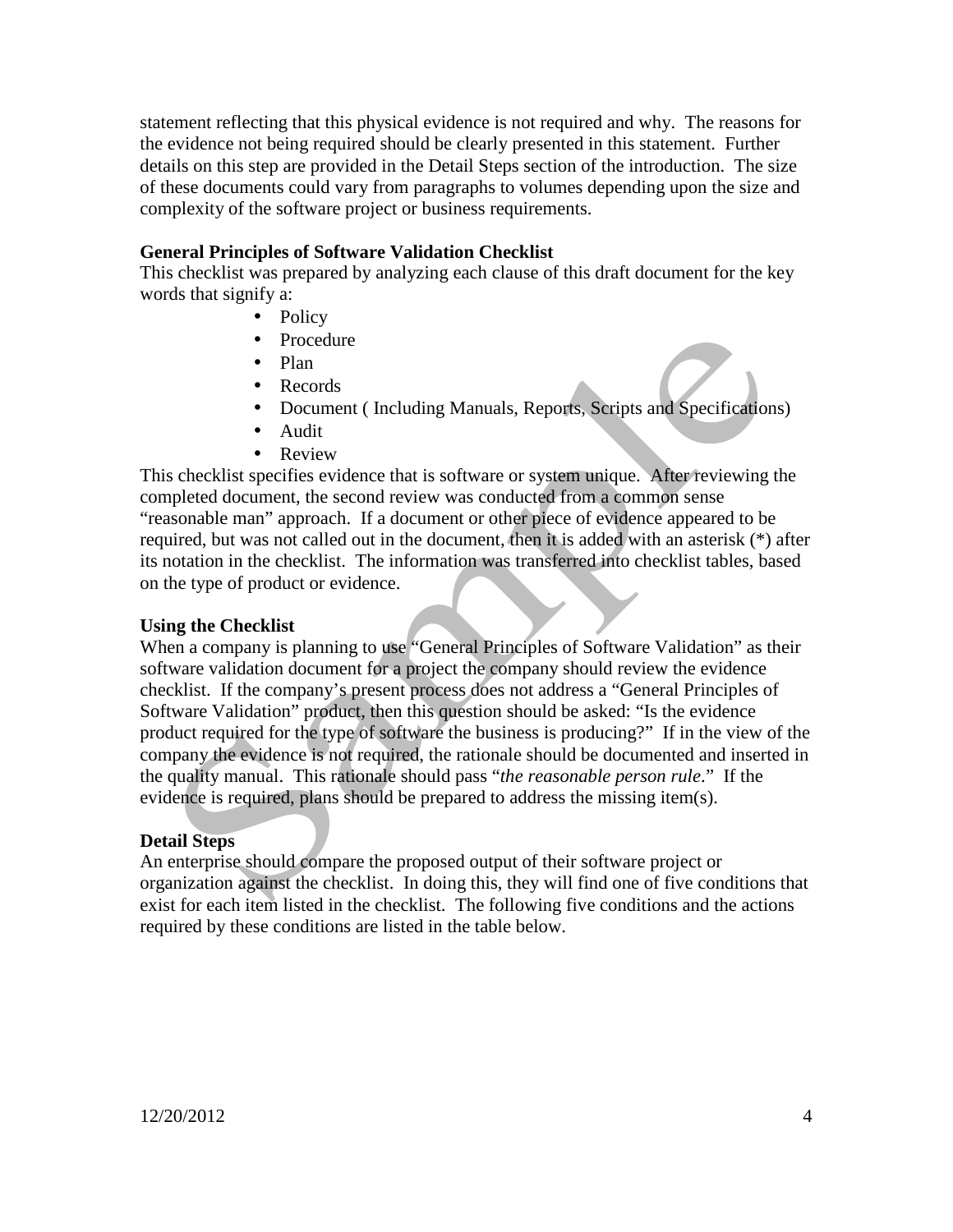statement reflecting that this physical evidence is not required and why. The reasons for the evidence not being required should be clearly presented in this statement. Further details on this step are provided in the Detail Steps section of the introduction. The size of these documents could vary from paragraphs to volumes depending upon the size and complexity of the software project or business requirements.

**General Principles of Software Validation Checklist**

This checklist was prepared by analyzing each clause of this draft document for the key words that signify a:

- Policy
- Procedure
- Plan
- Records
- Document ( Including Manuals, Reports, Scripts and Specifications)
- Audit
- Review

This checklist specifies evidence that is software or system unique. After reviewing the completed document, the second review was conducted from a common sense "reasonable man" approach. If a document or other piece of evidence appeared to be required, but was not called out in the document, then it is added with an asterisk (*) after its notation in the checklist. The information was transferred into checklist tables, based on the type of product or evidence.

**Using the Checklist**

When a company is planning to use "General Principles of Software Validation" as their software validation document for a project the company should review the evidence checklist. If the company's present process does not address a "General Principles of Software Validation" product, then this question should be asked: "Is the evidence product required for the type of software the business is producing?" If in the view of the company the evidence is not required, the rationale should be documented and inserted in the quality manual. This rationale should pass "*the reasonable person rule*." If the evidence is required, plans should be prepared to address the missing item(s).

**Detail Steps**

An enterprise should compare the proposed output of their software project or organization against the checklist. In doing this, they will find one of five conditions that exist for each item listed in the checklist. The following five conditions and the actions required by these conditions are listed in the table below.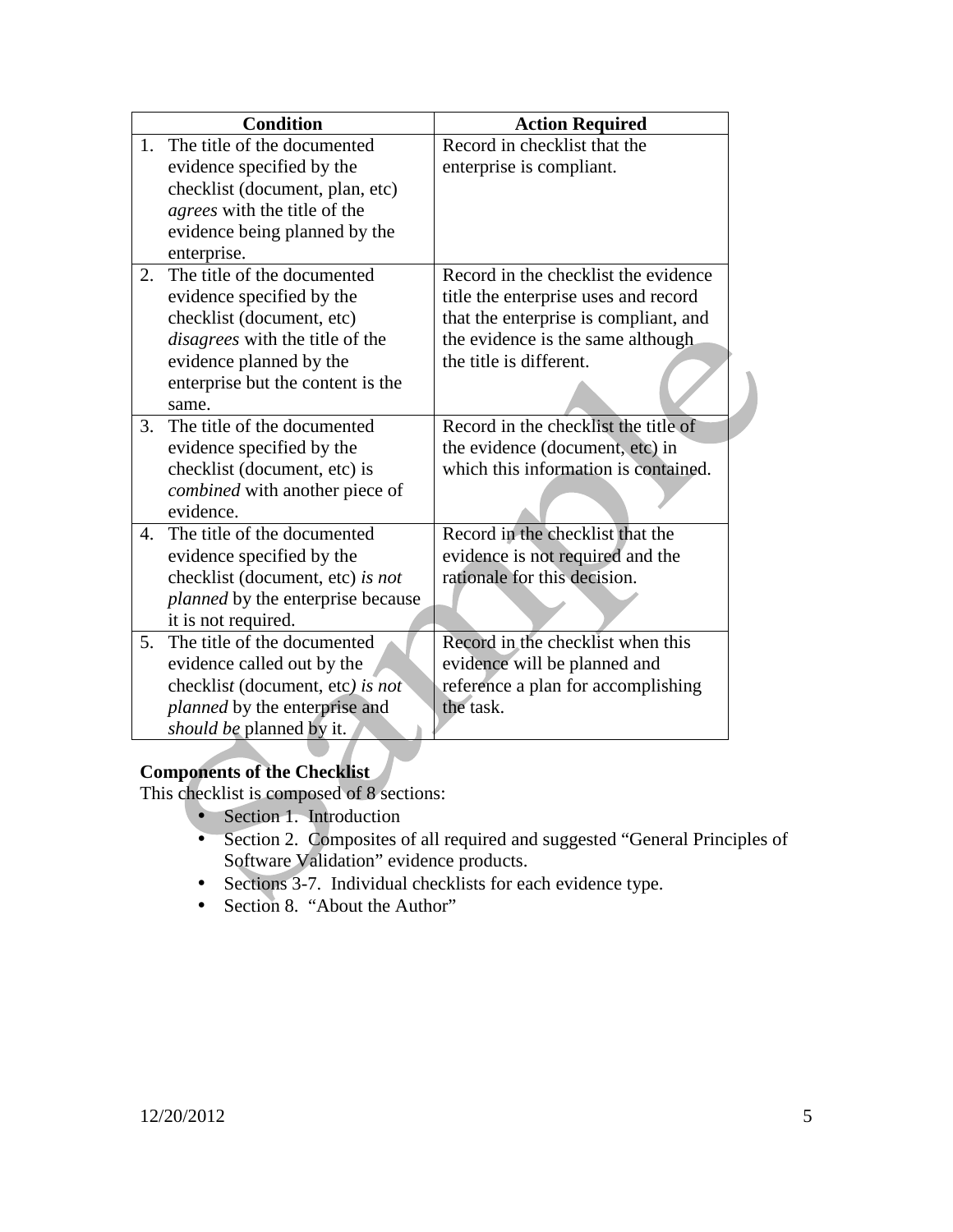| Condition | Action Required |
|---|---|
| 1. The title of the documented evidence specified by the checklist (document, plan, etc) *agrees* with the title of the evidence being planned by the enterprise. | Record in checklist that the enterprise is compliant. |
| 2. The title of the documented evidence specified by the checklist (document, etc) *disagrees* with the title of the evidence planned by the enterprise but the content is the same. | Record in the checklist the evidence title the enterprise uses and record that the enterprise is compliant, and the evidence is the same although the title is different. |
| 3. The title of the documented evidence specified by the checklist (document, etc) is *combined* with another piece of evidence. | Record in the checklist the title of the evidence (document, etc) in which this information is contained. |
| 4. The title of the documented evidence specified by the checklist (document, etc) *is not planned* by the enterprise because it is not required. | Record in the checklist that the evidence is not required and the rationale for this decision. |
| 5. The title of the documented evidence called out by the checklist (document, etc) *is not planned* by the enterprise and *should be* planned by it. | Record in the checklist when this evidence will be planned and reference a plan for accomplishing the task. |

**Components of the Checklist**

This checklist is composed of 8 sections:

- Section 1. Introduction
- Section 2. Composites of all required and suggested "General Principles of Software Validation" evidence products.
- Sections 3-7. Individual checklists for each evidence type.
- Section 8. "About the Author"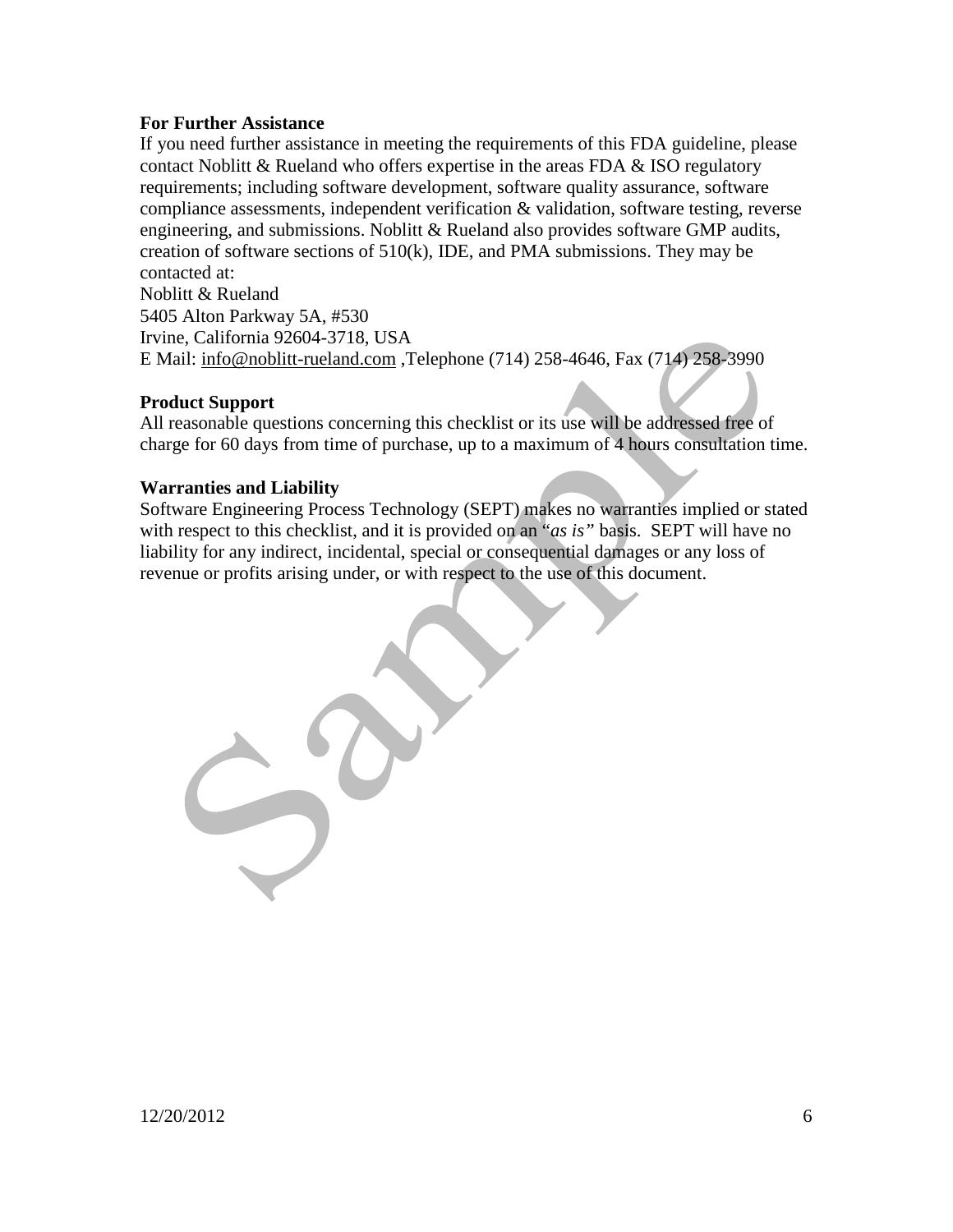**For Further Assistance**

If you need further assistance in meeting the requirements of this FDA guideline, please contact Noblitt & Rueland who offers expertise in the areas FDA & ISO regulatory requirements; including software development, software quality assurance, software compliance assessments, independent verification & validation, software testing, reverse engineering, and submissions. Noblitt & Rueland also provides software GMP audits, creation of software sections of 510(k), IDE, and PMA submissions. They may be contacted at:

Noblitt & Rueland
5405 Alton Parkway 5A, #530
Irvine, California 92604-3718, USA
E Mail: info@noblitt-rueland.com ,Telephone (714) 258-4646, Fax (714) 258-3990

**Product Support**

All reasonable questions concerning this checklist or its use will be addressed free of charge for 60 days from time of purchase, up to a maximum of 4 hours consultation time.

**Warranties and Liability**

Software Engineering Process Technology (SEPT) makes no warranties implied or stated with respect to this checklist, and it is provided on an "*as is"* basis. SEPT will have no liability for any indirect, incidental, special or consequential damages or any loss of revenue or profits arising under, or with respect to the use of this document.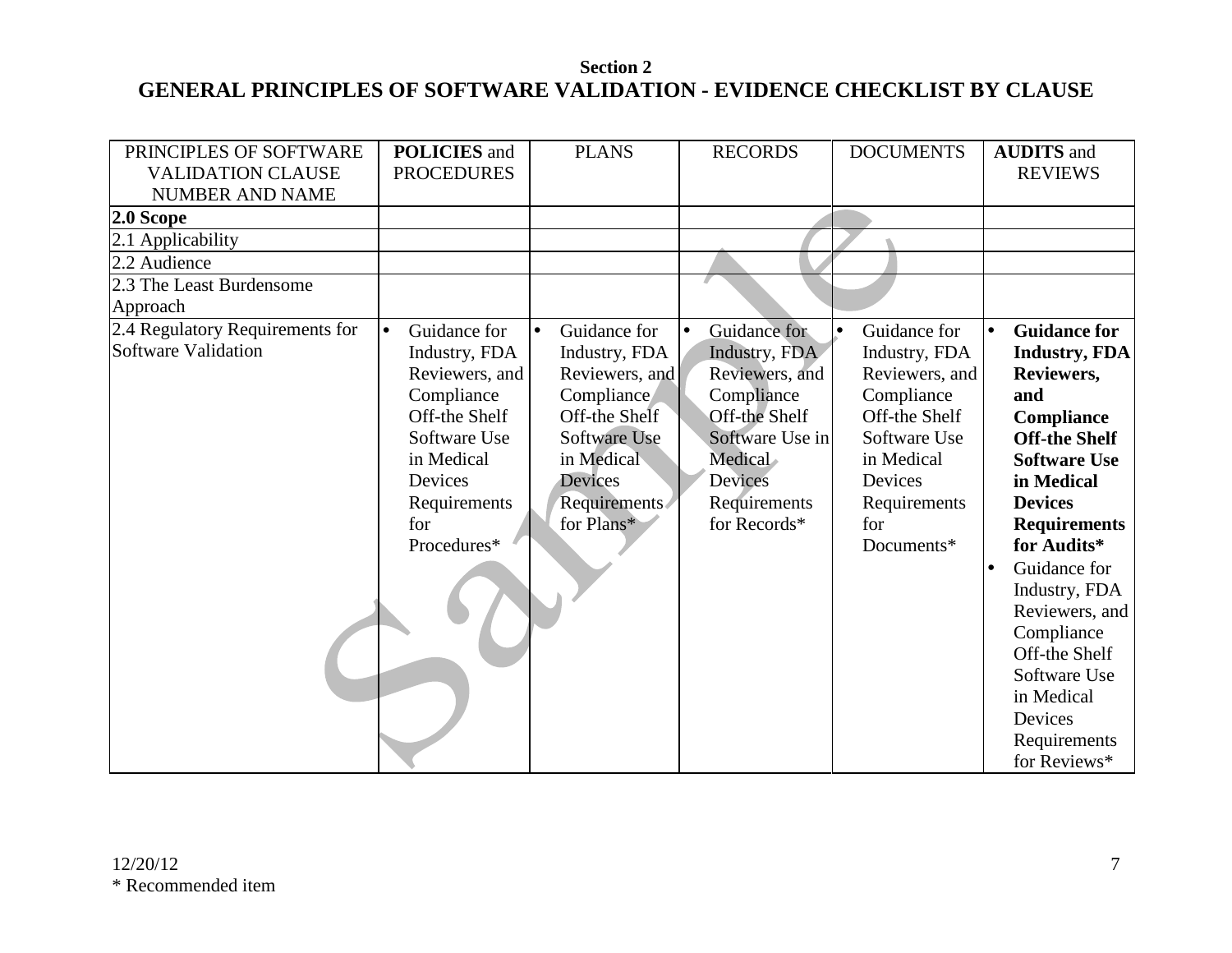**Section 2**

# GENERAL PRINCIPLES OF SOFTWARE VALIDATION - EVIDENCE CHECKLIST BY CLAUSE

| PRINCIPLES OF SOFTWARE VALIDATION CLAUSE NUMBER AND NAME | **POLICIES** and PROCEDURES | PLANS | RECORDS | DOCUMENTS | **AUDITS** and REVIEWS |
|---|---|---|---|---|---|
| **2.0 Scope** | | | | | |
| 2.1 Applicability | | | | | |
| 2.2 Audience | | | | | |
| 2.3 The Least Burdensome Approach | | | | | |
| 2.4 Regulatory Requirements for Software Validation | • Guidance for Industry, FDA Reviewers, and Compliance Off-the Shelf Software Use in Medical Devices Requirements for Procedures* | • Guidance for Industry, FDA Reviewers, and Compliance Off-the Shelf Software Use in Medical Devices Requirements for Plans* | • Guidance for Industry, FDA Reviewers, and Compliance Off-the Shelf Software Use in Medical Devices Requirements for Records* | • Guidance for Industry, FDA Reviewers, and Compliance Off-the Shelf Software Use in Medical Devices Requirements for Documents* | • **Guidance for Industry, FDA Reviewers, and Compliance Off-the Shelf Software Use in Medical Devices Requirements for Audits*** <br> • Guidance for Industry, FDA Reviewers, and Compliance Off-the Shelf Software Use in Medical Devices Requirements for Reviews* |

12/20/12

* Recommended item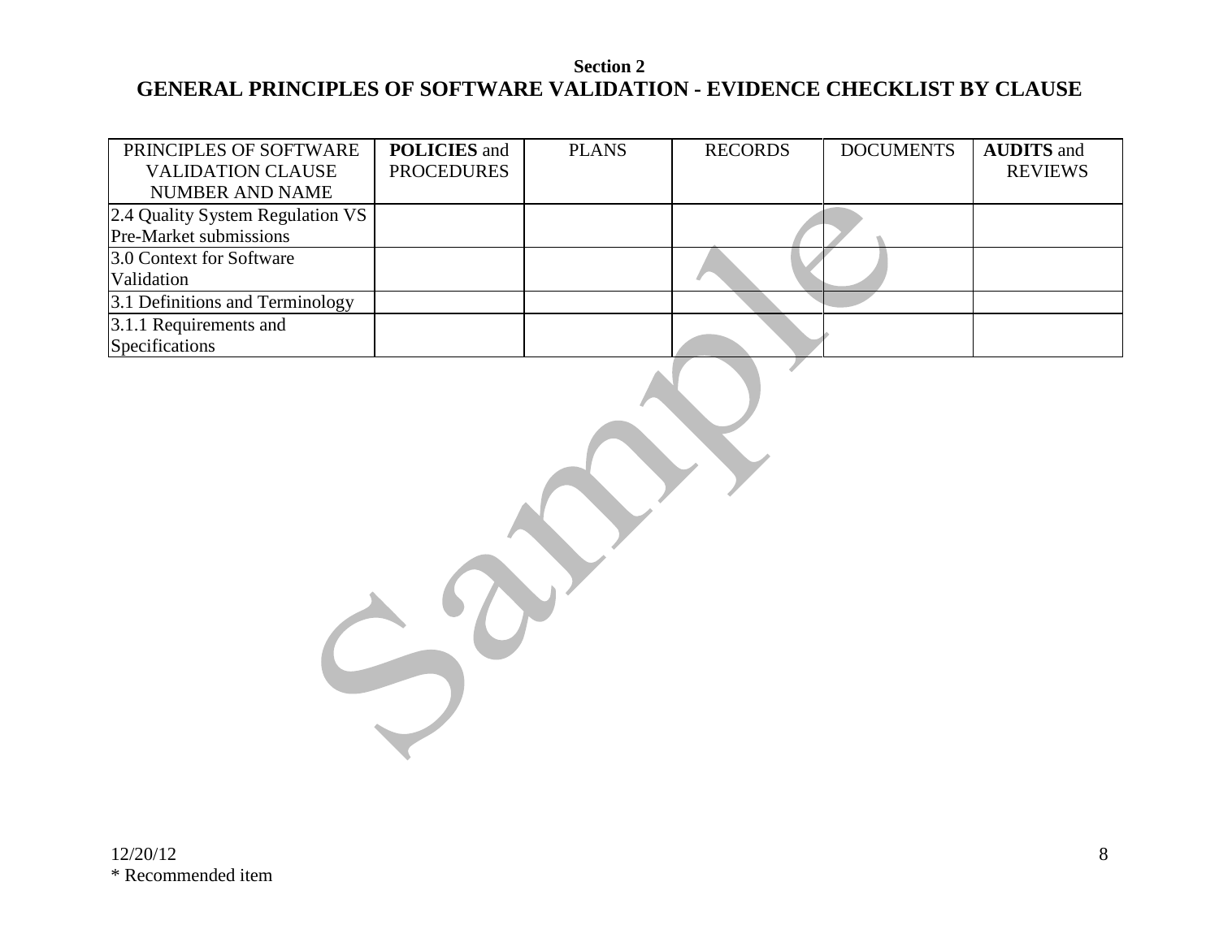**Section 2**

# GENERAL PRINCIPLES OF SOFTWARE VALIDATION - EVIDENCE CHECKLIST BY CLAUSE

| PRINCIPLES OF SOFTWARE VALIDATION CLAUSE NUMBER AND NAME | **POLICIES** and PROCEDURES | PLANS | RECORDS | DOCUMENTS | **AUDITS** and REVIEWS |
|---|---|---|---|---|---|
| 2.4 Quality System Regulation VS Pre-Market submissions | | | | | |
| 3.0 Context for Software Validation | | | | | |
| 3.1 Definitions and Terminology | | | | | |
| 3.1.1 Requirements and Specifications | | | | | |

12/20/12

* Recommended item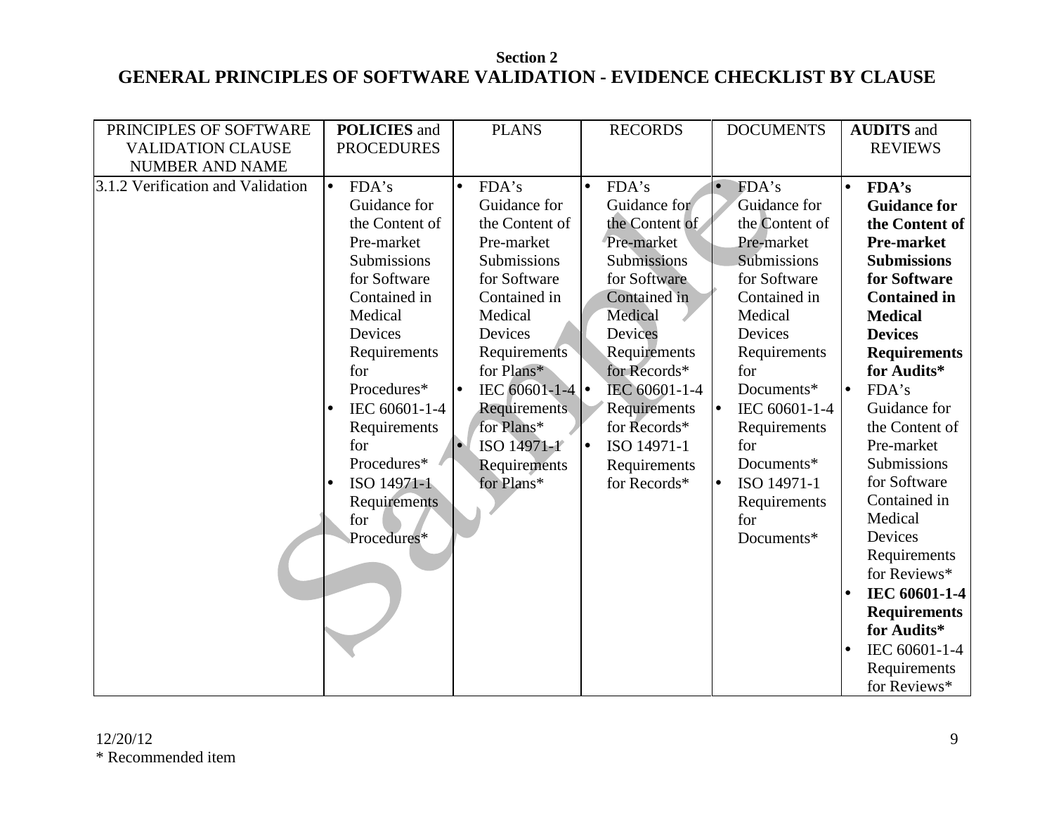**Section 2**

# GENERAL PRINCIPLES OF SOFTWARE VALIDATION - EVIDENCE CHECKLIST BY CLAUSE

| PRINCIPLES OF SOFTWARE VALIDATION CLAUSE NUMBER AND NAME | **POLICIES** and PROCEDURES | PLANS | RECORDS | DOCUMENTS | **AUDITS** and REVIEWS |
|---|---|---|---|---|---|
| 3.1.2 Verification and Validation | • FDA's Guidance for the Content of Pre-market Submissions for Software Contained in Medical Devices Requirements for Procedures*<br>• IEC 60601-1-4 Requirements for Procedures*<br>• ISO 14971-1 Requirements for Procedures* | • FDA's Guidance for the Content of Pre-market Submissions for Software Contained in Medical Devices Requirements for Plans*<br>• IEC 60601-1-4 Requirements for Plans*<br>• ISO 14971-1 Requirements for Plans* | • FDA's Guidance for the Content of Pre-market Submissions for Software Contained in Medical Devices Requirements for Records*<br>• IEC 60601-1-4 Requirements for Records*<br>• ISO 14971-1 Requirements for Records* | • FDA's Guidance for the Content of Pre-market Submissions for Software Contained in Medical Devices Requirements for Documents*<br>• IEC 60601-1-4 Requirements for Documents*<br>• ISO 14971-1 Requirements for Documents* | • **FDA's Guidance for the Content of Pre-market Submissions for Software Contained in Medical Devices Requirements for Audits***<br>• FDA's Guidance for the Content of Pre-market Submissions for Software Contained in Medical Devices Requirements for Reviews*<br>• **IEC 60601-1-4 Requirements for Audits***<br>• IEC 60601-1-4 Requirements for Reviews* |

12/20/12

* Recommended item